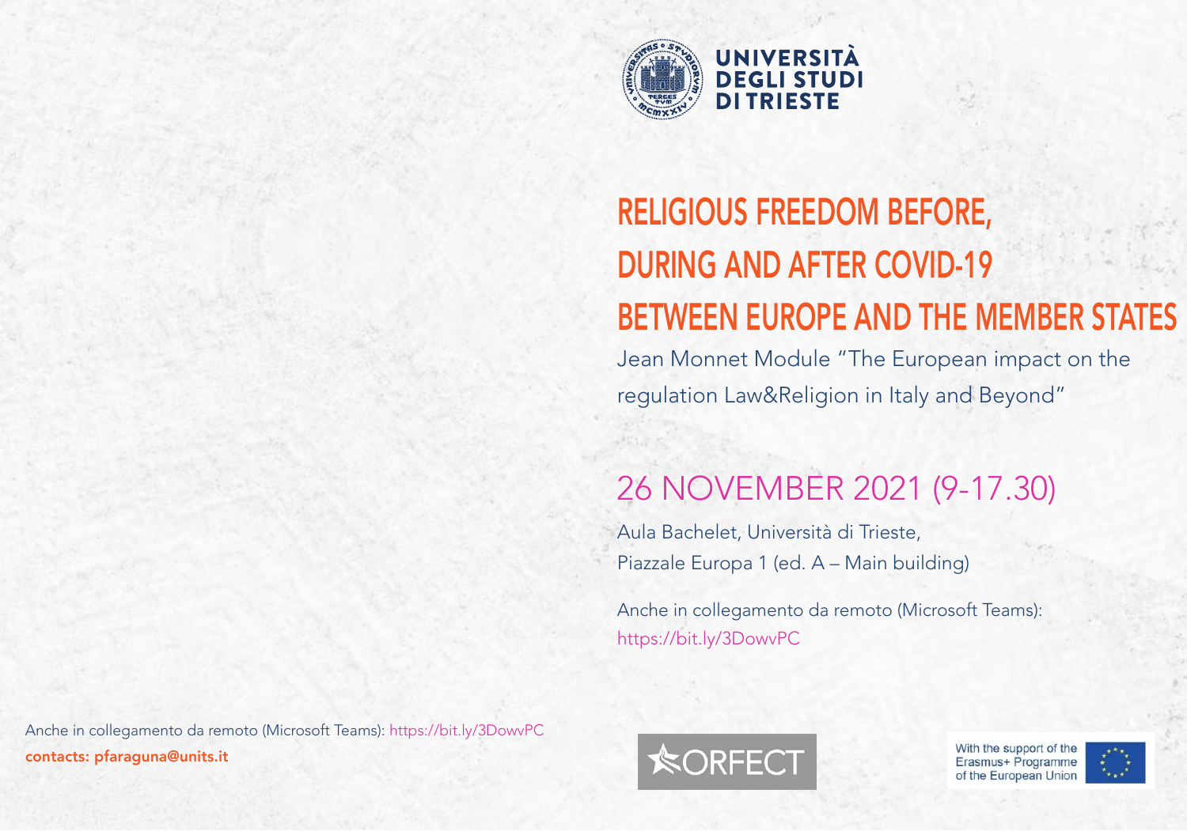UNIVERSITÀ DEGLI STUDI DI TRIESTE

# RELIGIOUS FREEDOM BEFORE, DURING AND AFTER COVID-19 BETWEEN EUROPE AND THE MEMBER STATES

Jean Monnet Module "The European impact on the regulation Law&Religion in Italy and Beyond"

## 26 NOVEMBER 2021 (9-17.30)

Aula Bachelet, Università di Trieste,
Piazzale Europa 1 (ed. A – Main building)

Anche in collegamento da remoto (Microsoft Teams):
https://bit.ly/3DowvPC

Anche in collegamento da remoto (Microsoft Teams): https://bit.ly/3DowvPC

**contacts: pfaraguna@units.it**

ORFECT

With the support of the Erasmus+ Programme of the European Union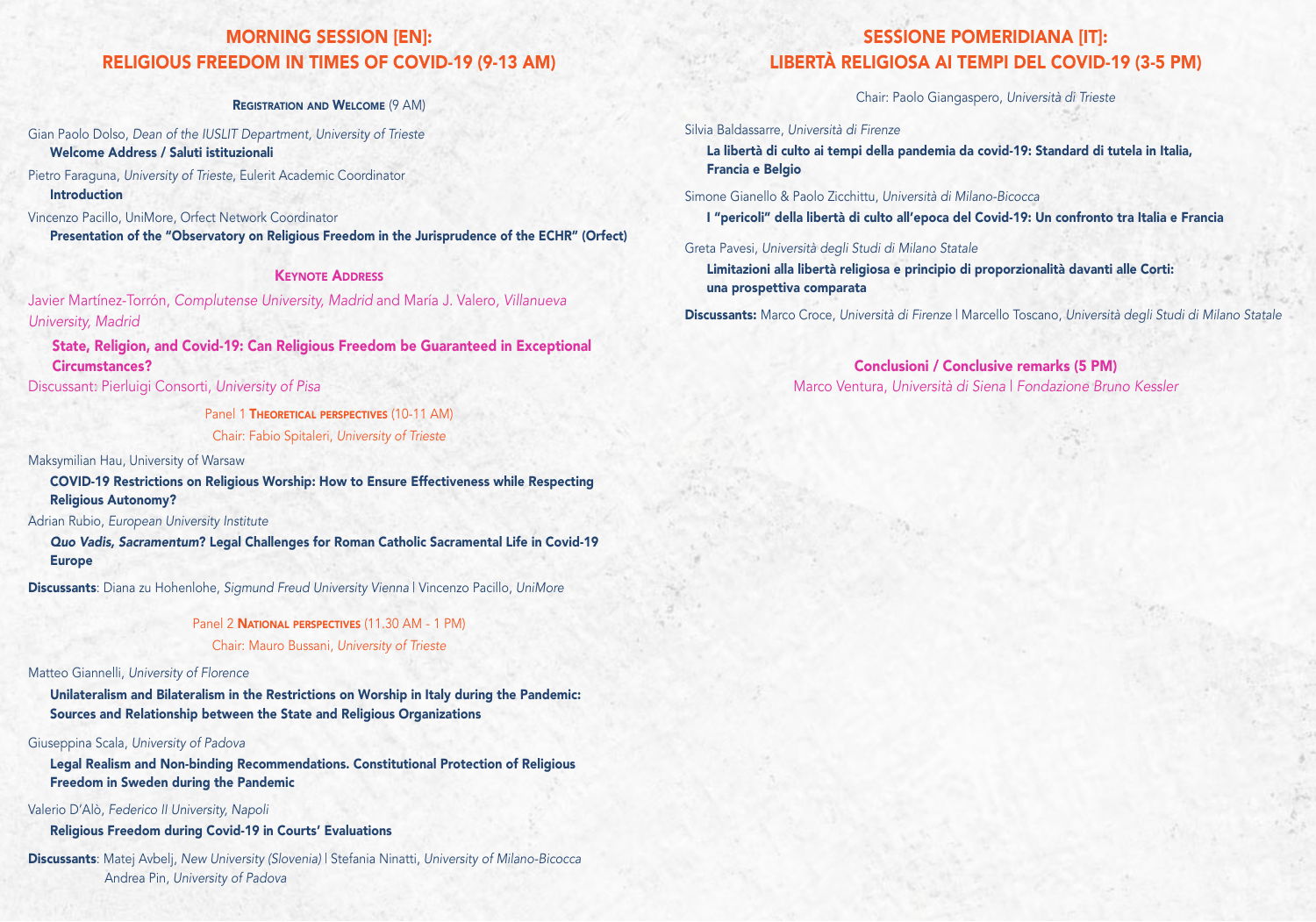## MORNING SESSION [EN]: RELIGIOUS FREEDOM IN TIMES OF COVID-19 (9-13 AM)

### Registration and Welcome (9 AM)

Gian Paolo Dolso, *Dean of the IUSLIT Department, University of Trieste*
**Welcome Address / Saluti istituzionali**

Pietro Faraguna, *University of Trieste*, Eulerit Academic Coordinator
**Introduction**

Vincenzo Pacillo, UniMore, Orfect Network Coordinator
**Presentation of the "Observatory on Religious Freedom in the Jurisprudence of the ECHR" (Orfect)**

### Keynote Address

Javier Martínez-Torrón, *Complutense University, Madrid* and María J. Valero, *Villanueva University, Madrid*

**State, Religion, and Covid-19: Can Religious Freedom be Guaranteed in Exceptional Circumstances?**

Discussant: Pierluigi Consorti, *University of Pisa*

### Panel 1 Theoretical perspectives (10-11 AM)

Chair: Fabio Spitaleri, *University of Trieste*

Maksymilian Hau, University of Warsaw
**COVID-19 Restrictions on Religious Worship: How to Ensure Effectiveness while Respecting Religious Autonomy?**

Adrian Rubio, *European University Institute*
***Quo Vadis, Sacramentum*? Legal Challenges for Roman Catholic Sacramental Life in Covid-19 Europe**

**Discussants**: Diana zu Hohenlohe, *Sigmund Freud University Vienna* | Vincenzo Pacillo, *UniMore*

### Panel 2 National perspectives (11.30 AM - 1 PM)

Chair: Mauro Bussani, *University of Trieste*

Matteo Giannelli, *University of Florence*
**Unilateralism and Bilateralism in the Restrictions on Worship in Italy during the Pandemic: Sources and Relationship between the State and Religious Organizations**

Giuseppina Scala, *University of Padova*
**Legal Realism and Non-binding Recommendations. Constitutional Protection of Religious Freedom in Sweden during the Pandemic**

Valerio D'Alò, *Federico II University, Napoli*
**Religious Freedom during Covid-19 in Courts' Evaluations**

**Discussants**: Matej Avbelj, *New University (Slovenia)* | Stefania Ninatti, *University of Milano-Bicocca*
Andrea Pin, *University of Padova*

## SESSIONE POMERIDIANA [IT]: LIBERTÀ RELIGIOSA AI TEMPI DEL COVID-19 (3-5 PM)

Chair: Paolo Giangaspero, *Università di Trieste*

Silvia Baldassarre, *Università di Firenze*
**La libertà di culto ai tempi della pandemia da covid-19: Standard di tutela in Italia, Francia e Belgio**

Simone Gianello & Paolo Zicchittu, *Università di Milano-Bicocca*
**I "pericoli" della libertà di culto all'epoca del Covid-19: Un confronto tra Italia e Francia**

Greta Pavesi, *Università degli Studi di Milano Statale*
**Limitazioni alla libertà religiosa e principio di proporzionalità davanti alle Corti: una prospettiva comparata**

**Discussants:** Marco Croce, *Università di Firenze* | Marcello Toscano, *Università degli Studi di Milano Statale*

### Conclusioni / Conclusive remarks (5 PM)

Marco Ventura, *Università di Siena* | *Fondazione Bruno Kessler*